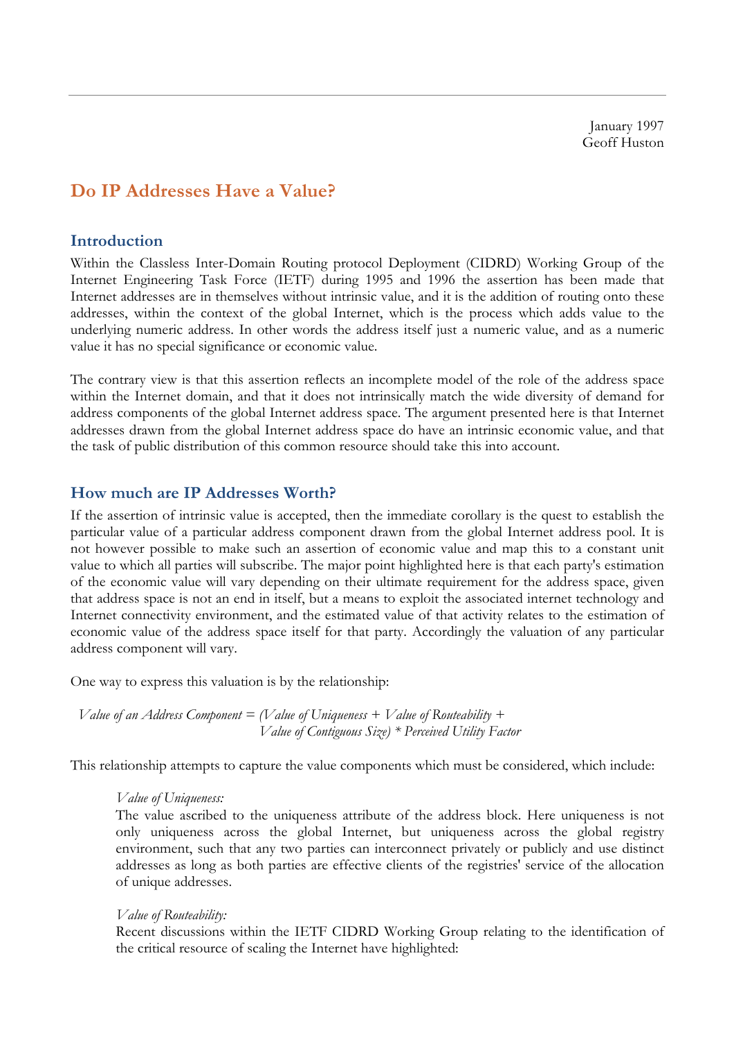January 1997
Geoff Huston

# Do IP Addresses Have a Value?

## Introduction

Within the Classless Inter-Domain Routing protocol Deployment (CIDRD) Working Group of the Internet Engineering Task Force (IETF) during 1995 and 1996 the assertion has been made that Internet addresses are in themselves without intrinsic value, and it is the addition of routing onto these addresses, within the context of the global Internet, which is the process which adds value to the underlying numeric address. In other words the address itself just a numeric value, and as a numeric value it has no special significance or economic value.

The contrary view is that this assertion reflects an incomplete model of the role of the address space within the Internet domain, and that it does not intrinsically match the wide diversity of demand for address components of the global Internet address space. The argument presented here is that Internet addresses drawn from the global Internet address space do have an intrinsic economic value, and that the task of public distribution of this common resource should take this into account.

## How much are IP Addresses Worth?

If the assertion of intrinsic value is accepted, then the immediate corollary is the quest to establish the particular value of a particular address component drawn from the global Internet address pool. It is not however possible to make such an assertion of economic value and map this to a constant unit value to which all parties will subscribe. The major point highlighted here is that each party's estimation of the economic value will vary depending on their ultimate requirement for the address space, given that address space is not an end in itself, but a means to exploit the associated internet technology and Internet connectivity environment, and the estimated value of that activity relates to the estimation of economic value of the address space itself for that party. Accordingly the valuation of any particular address component will vary.

One way to express this valuation is by the relationship:

*Value of an Address Component = (Value of Uniqueness + Value of Routeability + Value of Contiguous Size) * Perceived Utility Factor*

This relationship attempts to capture the value components which must be considered, which include:

*Value of Uniqueness:*
The value ascribed to the uniqueness attribute of the address block. Here uniqueness is not only uniqueness across the global Internet, but uniqueness across the global registry environment, such that any two parties can interconnect privately or publicly and use distinct addresses as long as both parties are effective clients of the registries' service of the allocation of unique addresses.

*Value of Routeability:*
Recent discussions within the IETF CIDRD Working Group relating to the identification of the critical resource of scaling the Internet have highlighted: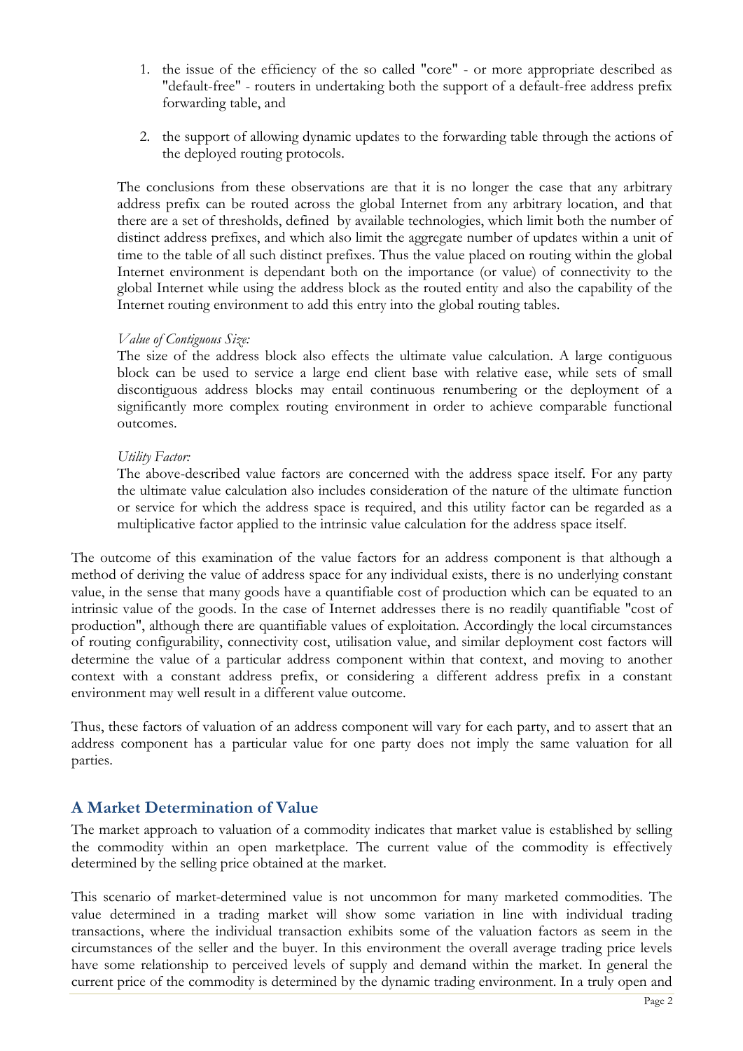1. the issue of the efficiency of the so called "core" - or more appropriate described as "default-free" - routers in undertaking both the support of a default-free address prefix forwarding table, and

2. the support of allowing dynamic updates to the forwarding table through the actions of the deployed routing protocols.

The conclusions from these observations are that it is no longer the case that any arbitrary address prefix can be routed across the global Internet from any arbitrary location, and that there are a set of thresholds, defined by available technologies, which limit both the number of distinct address prefixes, and which also limit the aggregate number of updates within a unit of time to the table of all such distinct prefixes. Thus the value placed on routing within the global Internet environment is dependant both on the importance (or value) of connectivity to the global Internet while using the address block as the routed entity and also the capability of the Internet routing environment to add this entry into the global routing tables.

*Value of Contiguous Size:*
The size of the address block also effects the ultimate value calculation. A large contiguous block can be used to service a large end client base with relative ease, while sets of small discontiguous address blocks may entail continuous renumbering or the deployment of a significantly more complex routing environment in order to achieve comparable functional outcomes.

*Utility Factor:*
The above-described value factors are concerned with the address space itself. For any party the ultimate value calculation also includes consideration of the nature of the ultimate function or service for which the address space is required, and this utility factor can be regarded as a multiplicative factor applied to the intrinsic value calculation for the address space itself.

The outcome of this examination of the value factors for an address component is that although a method of deriving the value of address space for any individual exists, there is no underlying constant value, in the sense that many goods have a quantifiable cost of production which can be equated to an intrinsic value of the goods. In the case of Internet addresses there is no readily quantifiable "cost of production", although there are quantifiable values of exploitation. Accordingly the local circumstances of routing configurability, connectivity cost, utilisation value, and similar deployment cost factors will determine the value of a particular address component within that context, and moving to another context with a constant address prefix, or considering a different address prefix in a constant environment may well result in a different value outcome.

Thus, these factors of valuation of an address component will vary for each party, and to assert that an address component has a particular value for one party does not imply the same valuation for all parties.

## A Market Determination of Value

The market approach to valuation of a commodity indicates that market value is established by selling the commodity within an open marketplace. The current value of the commodity is effectively determined by the selling price obtained at the market.

This scenario of market-determined value is not uncommon for many marketed commodities. The value determined in a trading market will show some variation in line with individual trading transactions, where the individual transaction exhibits some of the valuation factors as seem in the circumstances of the seller and the buyer. In this environment the overall average trading price levels have some relationship to perceived levels of supply and demand within the market. In general the current price of the commodity is determined by the dynamic trading environment. In a truly open and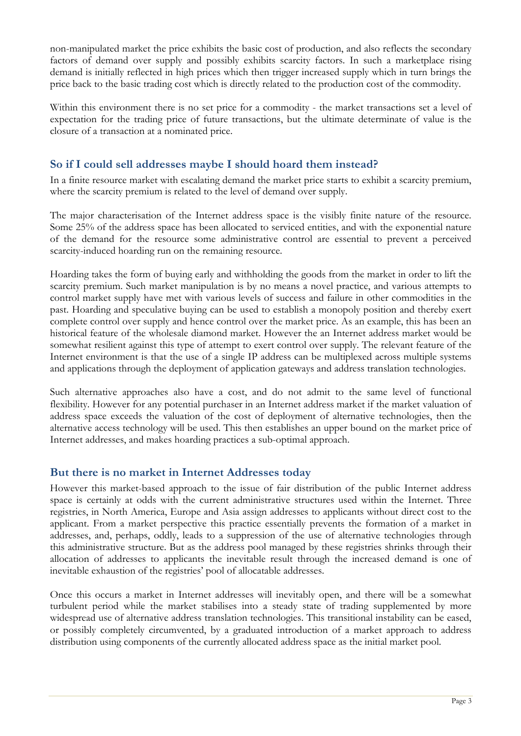non-manipulated market the price exhibits the basic cost of production, and also reflects the secondary factors of demand over supply and possibly exhibits scarcity factors. In such a marketplace rising demand is initially reflected in high prices which then trigger increased supply which in turn brings the price back to the basic trading cost which is directly related to the production cost of the commodity.

Within this environment there is no set price for a commodity - the market transactions set a level of expectation for the trading price of future transactions, but the ultimate determinate of value is the closure of a transaction at a nominated price.

## So if I could sell addresses maybe I should hoard them instead?

In a finite resource market with escalating demand the market price starts to exhibit a scarcity premium, where the scarcity premium is related to the level of demand over supply.

The major characterisation of the Internet address space is the visibly finite nature of the resource. Some 25% of the address space has been allocated to serviced entities, and with the exponential nature of the demand for the resource some administrative control are essential to prevent a perceived scarcity-induced hoarding run on the remaining resource.

Hoarding takes the form of buying early and withholding the goods from the market in order to lift the scarcity premium. Such market manipulation is by no means a novel practice, and various attempts to control market supply have met with various levels of success and failure in other commodities in the past. Hoarding and speculative buying can be used to establish a monopoly position and thereby exert complete control over supply and hence control over the market price. As an example, this has been an historical feature of the wholesale diamond market. However the an Internet address market would be somewhat resilient against this type of attempt to exert control over supply. The relevant feature of the Internet environment is that the use of a single IP address can be multiplexed across multiple systems and applications through the deployment of application gateways and address translation technologies.

Such alternative approaches also have a cost, and do not admit to the same level of functional flexibility. However for any potential purchaser in an Internet address market if the market valuation of address space exceeds the valuation of the cost of deployment of alternative technologies, then the alternative access technology will be used. This then establishes an upper bound on the market price of Internet addresses, and makes hoarding practices a sub-optimal approach.

## But there is no market in Internet Addresses today

However this market-based approach to the issue of fair distribution of the public Internet address space is certainly at odds with the current administrative structures used within the Internet. Three registries, in North America, Europe and Asia assign addresses to applicants without direct cost to the applicant. From a market perspective this practice essentially prevents the formation of a market in addresses, and, perhaps, oddly, leads to a suppression of the use of alternative technologies through this administrative structure. But as the address pool managed by these registries shrinks through their allocation of addresses to applicants the inevitable result through the increased demand is one of inevitable exhaustion of the registries' pool of allocatable addresses.

Once this occurs a market in Internet addresses will inevitably open, and there will be a somewhat turbulent period while the market stabilises into a steady state of trading supplemented by more widespread use of alternative address translation technologies. This transitional instability can be eased, or possibly completely circumvented, by a graduated introduction of a market approach to address distribution using components of the currently allocated address space as the initial market pool.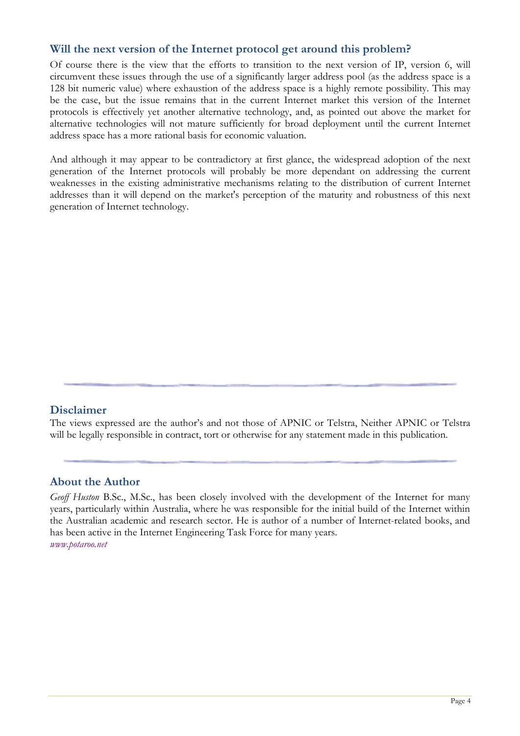## Will the next version of the Internet protocol get around this problem?

Of course there is the view that the efforts to transition to the next version of IP, version 6, will circumvent these issues through the use of a significantly larger address pool (as the address space is a 128 bit numeric value) where exhaustion of the address space is a highly remote possibility. This may be the case, but the issue remains that in the current Internet market this version of the Internet protocols is effectively yet another alternative technology, and, as pointed out above the market for alternative technologies will not mature sufficiently for broad deployment until the current Internet address space has a more rational basis for economic valuation.

And although it may appear to be contradictory at first glance, the widespread adoption of the next generation of the Internet protocols will probably be more dependant on addressing the current weaknesses in the existing administrative mechanisms relating to the distribution of current Internet addresses than it will depend on the market's perception of the maturity and robustness of this next generation of Internet technology.

---

## Disclaimer

The views expressed are the author's and not those of APNIC or Telstra, Neither APNIC or Telstra will be legally responsible in contract, tort or otherwise for any statement made in this publication.

---

## About the Author

*Geoff Huston* B.Sc., M.Sc., has been closely involved with the development of the Internet for many years, particularly within Australia, where he was responsible for the initial build of the Internet within the Australian academic and research sector. He is author of a number of Internet-related books, and has been active in the Internet Engineering Task Force for many years.

*www.potaroo.net*